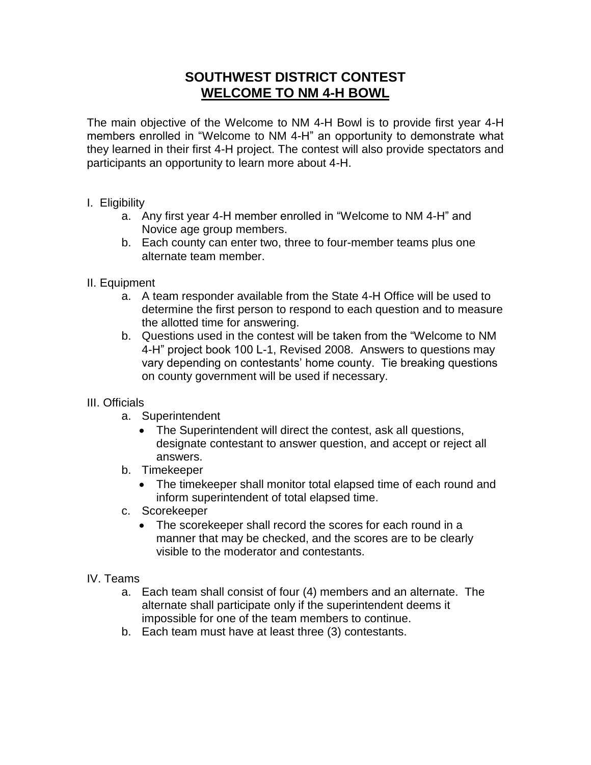# SOUTHWEST DISTRICT CONTEST
## WELCOME TO NM 4-H BOWL

The main objective of the Welcome to NM 4-H Bowl is to provide first year 4-H members enrolled in "Welcome to NM 4-H" an opportunity to demonstrate what they learned in their first 4-H project. The contest will also provide spectators and participants an opportunity to learn more about 4-H.

I. Eligibility

   a. Any first year 4-H member enrolled in "Welcome to NM 4-H" and Novice age group members.
   b. Each county can enter two, three to four-member teams plus one alternate team member.

II. Equipment

   a. A team responder available from the State 4-H Office will be used to determine the first person to respond to each question and to measure the allotted time for answering.
   b. Questions used in the contest will be taken from the "Welcome to NM 4-H" project book 100 L-1, Revised 2008. Answers to questions may vary depending on contestants' home county. Tie breaking questions on county government will be used if necessary.

III. Officials

   a. Superintendent
      - The Superintendent will direct the contest, ask all questions, designate contestant to answer question, and accept or reject all answers.
   b. Timekeeper
      - The timekeeper shall monitor total elapsed time of each round and inform superintendent of total elapsed time.
   c. Scorekeeper
      - The scorekeeper shall record the scores for each round in a manner that may be checked, and the scores are to be clearly visible to the moderator and contestants.

IV. Teams

   a. Each team shall consist of four (4) members and an alternate. The alternate shall participate only if the superintendent deems it impossible for one of the team members to continue.
   b. Each team must have at least three (3) contestants.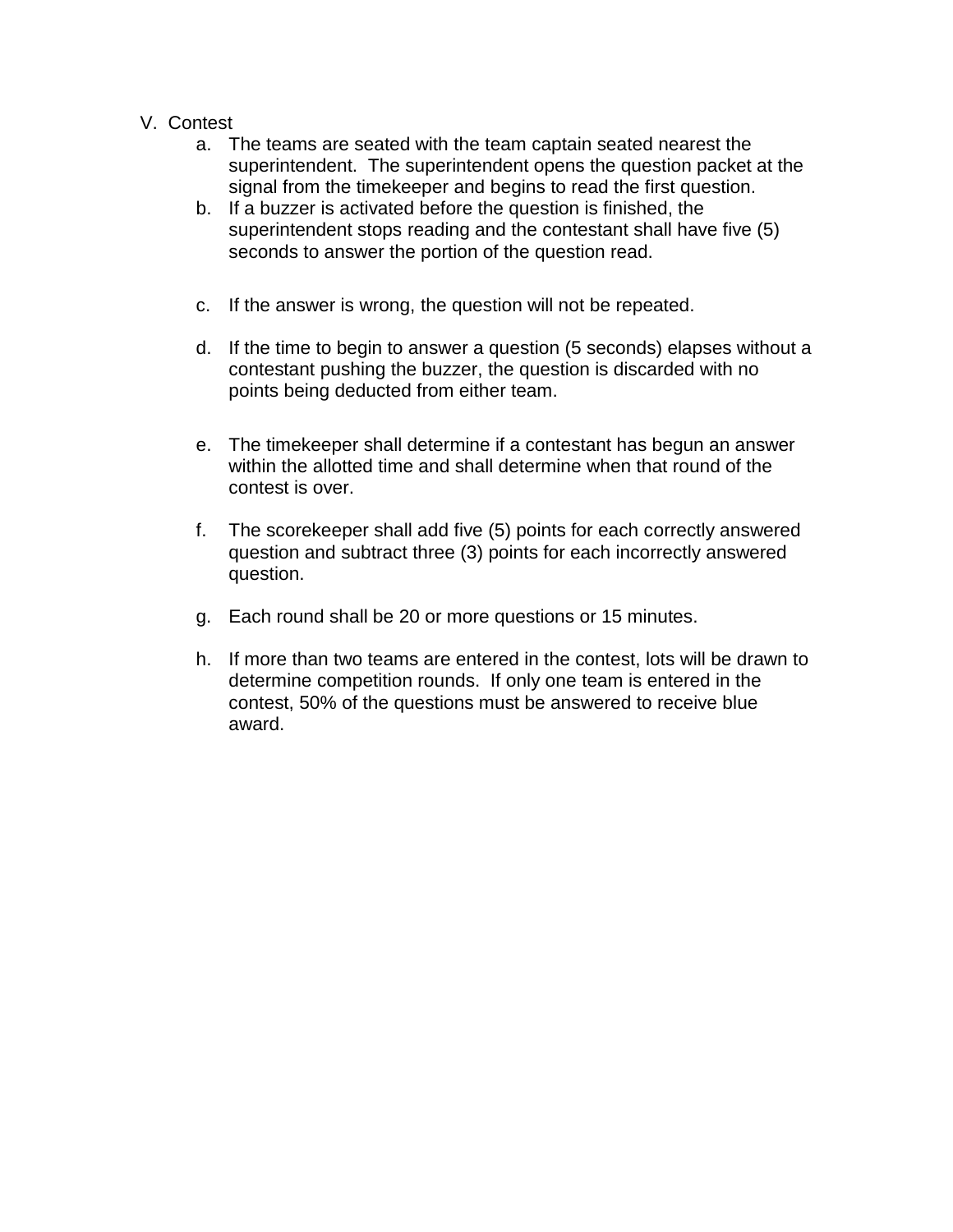V. Contest

a. The teams are seated with the team captain seated nearest the superintendent. The superintendent opens the question packet at the signal from the timekeeper and begins to read the first question.
b. If a buzzer is activated before the question is finished, the superintendent stops reading and the contestant shall have five (5) seconds to answer the portion of the question read.
c. If the answer is wrong, the question will not be repeated.
d. If the time to begin to answer a question (5 seconds) elapses without a contestant pushing the buzzer, the question is discarded with no points being deducted from either team.
e. The timekeeper shall determine if a contestant has begun an answer within the allotted time and shall determine when that round of the contest is over.
f. The scorekeeper shall add five (5) points for each correctly answered question and subtract three (3) points for each incorrectly answered question.
g. Each round shall be 20 or more questions or 15 minutes.
h. If more than two teams are entered in the contest, lots will be drawn to determine competition rounds. If only one team is entered in the contest, 50% of the questions must be answered to receive blue award.